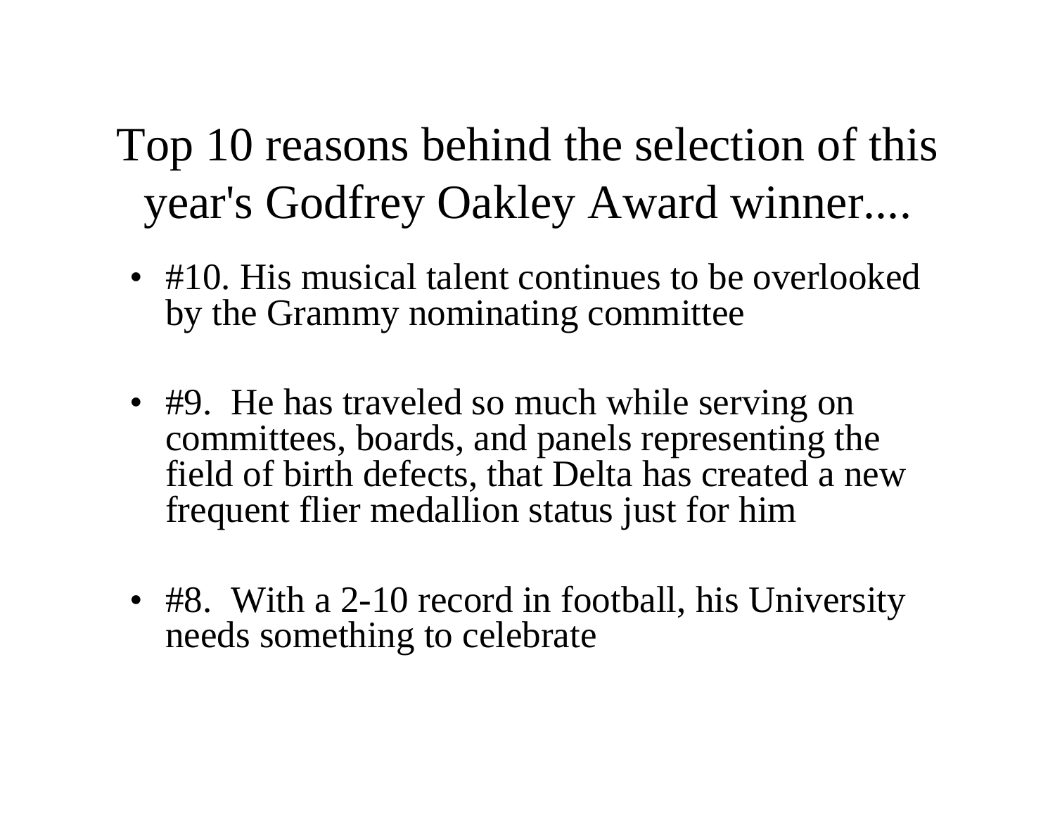# Top 10 reasons behind the selection of this year's Godfrey Oakley Award winner....

- #10. His musical talent continues to be overlooked by the Grammy nominating committee
- #9. He has traveled so much while serving on committees, boards, and panels representing the field of birth defects, that Delta has created a new frequent flier medallion status just for him
- #8. With a 2-10 record in football, his University needs something to celebrate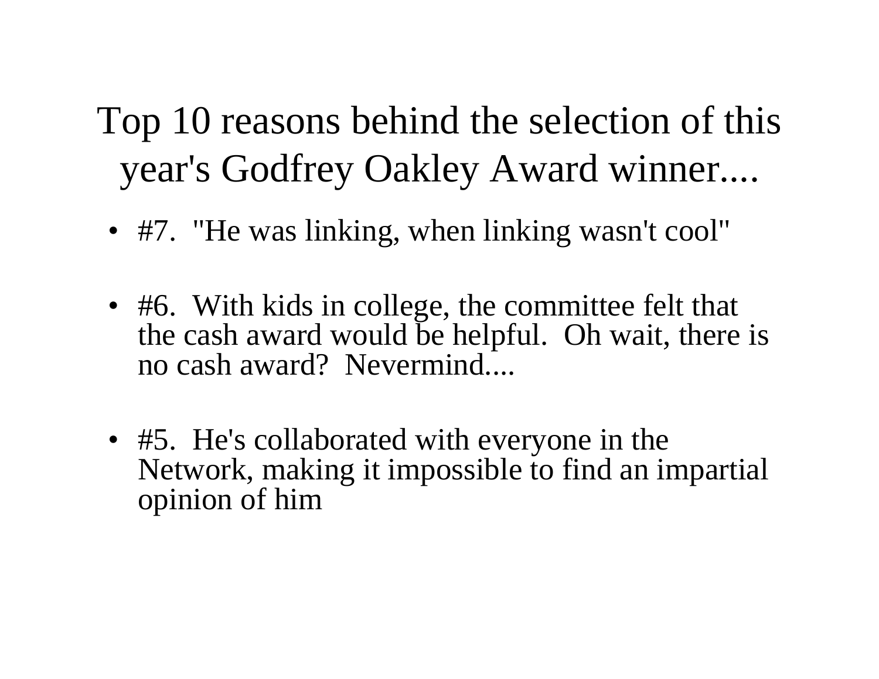# Top 10 reasons behind the selection of this year's Godfrey Oakley Award winner....

- #7. "He was linking, when linking wasn't cool"
- #6. With kids in college, the committee felt that the cash award would be helpful. Oh wait, there is no cash award? Nevermind....
- #5. He's collaborated with everyone in the Network, making it impossible to find an impartial opinion of him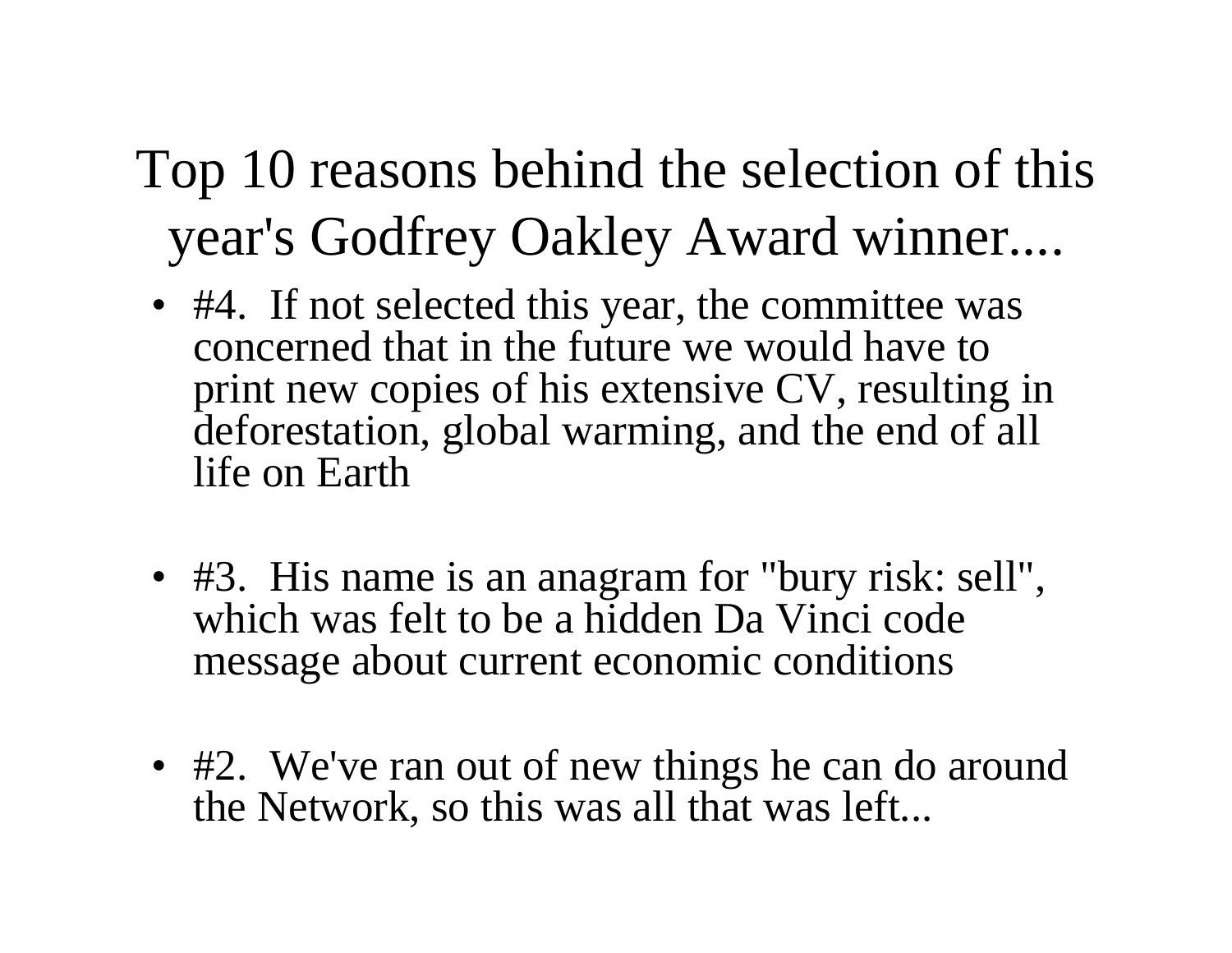# Top 10 reasons behind the selection of this year's Godfrey Oakley Award winner....

- #4. If not selected this year, the committee was concerned that in the future we would have to print new copies of his extensive CV, resulting in deforestation, global warming, and the end of all life on Earth

- #3. His name is an anagram for "bury risk: sell", which was felt to be a hidden Da Vinci code message about current economic conditions

- #2. We've ran out of new things he can do around the Network, so this was all that was left...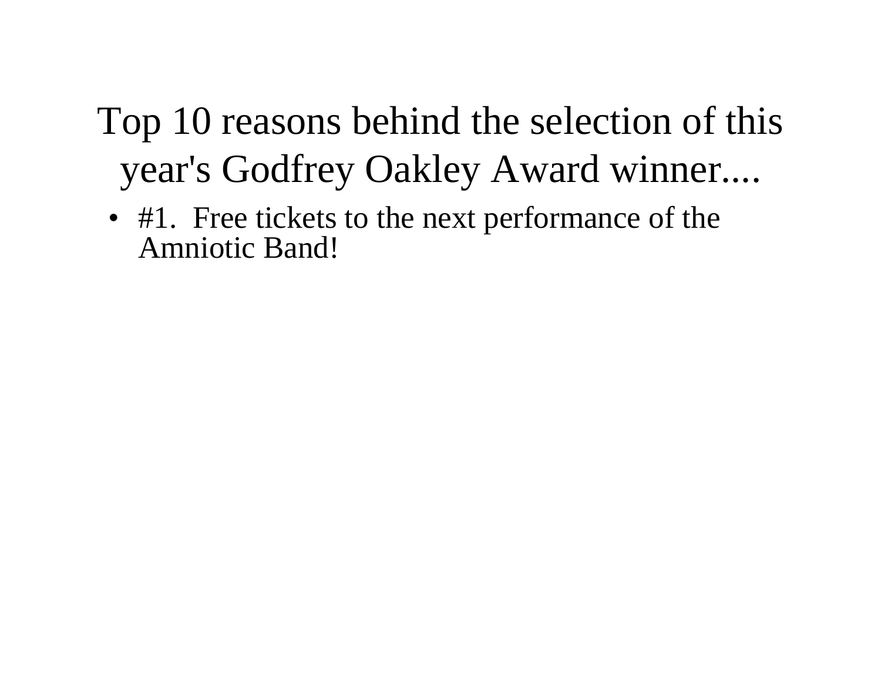# Top 10 reasons behind the selection of this year's Godfrey Oakley Award winner....

- #1. Free tickets to the next performance of the Amniotic Band!